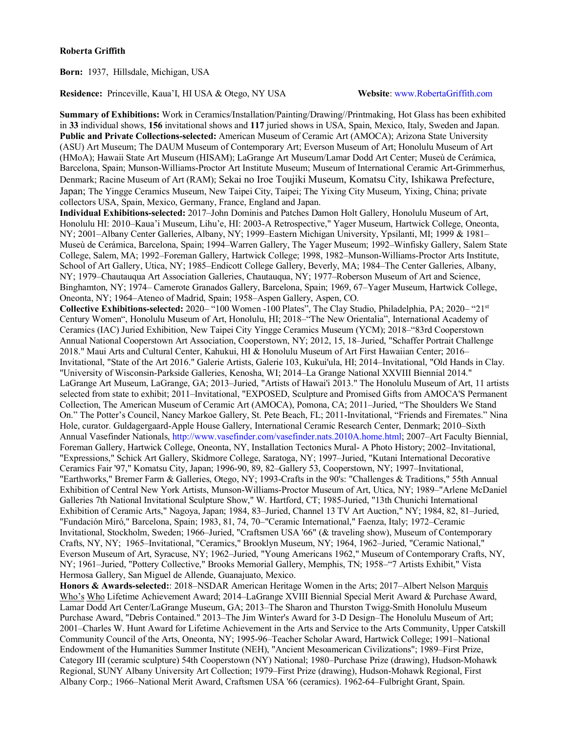**Roberta Griffith**

**Born:** 1937, Hillsdale, Michigan, USA

**Residence:** Princeville, Kaua'I, HI USA & Otego, NY USA **Website**: www.RobertaGriffith.com

**Summary of Exhibitions:** Work in Ceramics/Installation/Painting/Drawing//Printmaking, Hot Glass has been exhibited in **33** individual shows, **156** invitational shows and **117** juried shows in USA, Spain, Mexico, Italy, Sweden and Japan.

**Public and Private Collections-selected:** American Museum of Ceramic Art (AMOCA); Arizona State University (ASU) Art Museum; The DAUM Museum of Contemporary Art; Everson Museum of Art; Honolulu Museum of Art (HMoA); Hawaii State Art Museum (HISAM); LaGrange Art Museum/Lamar Dodd Art Center; Museù de Cerámica, Barcelona, Spain; Munson-Williams-Proctor Art Institute Museum; Museum of International Ceramic Art-Grimmerhus, Denmark; Racine Museum of Art (RAM); Sekai no Iroe Toujiki Museum, Komatsu City, Ishikawa Prefecture, Japan; The Yingge Ceramics Museum, New Taipei City, Taipei; The Yixing City Museum, Yixing, China; private collectors USA, Spain, Mexico, Germany, France, England and Japan.

**Individual Exhibitions-selected:** 2017–John Dominis and Patches Damon Holt Gallery, Honolulu Museum of Art, Honolulu HI: 2010–Kaua'i Museum, Lihu'e, HI: 2003-A Retrospective," Yager Museum, Hartwick College, Oneonta, NY; 2001–Albany Center Galleries, Albany, NY; 1999–Eastern Michigan University, Ypsilanti, MI; 1999 & 1981–Museù de Cerámica, Barcelona, Spain; 1994–Warren Gallery, The Yager Museum; 1992–Winfisky Gallery, Salem State College, Salem, MA; 1992–Foreman Gallery, Hartwick College; 1998, 1982–Munson-Williams-Proctor Arts Institute, School of Art Gallery, Utica, NY; 1985–Endicott College Gallery, Beverly, MA; 1984–The Center Galleries, Albany, NY; 1979–Chautauqua Art Association Galleries, Chautauqua, NY; 1977–Roberson Museum of Art and Science, Binghamton, NY; 1974– Camerote Granados Gallery, Barcelona, Spain; 1969, 67–Yager Museum, Hartwick College, Oneonta, NY; 1964–Ateneo of Madrid, Spain; 1958–Aspen Gallery, Aspen, CO.

**Collective Exhibitions-selected:** 2020– "100 Women -100 Plates", The Clay Studio, Philadelphia, PA; 2020– "21st Century Women", Honolulu Museum of Art, Honolulu, HI; 2018–"The New Orientalia", International Academy of Ceramics (IAC) Juried Exhibition, New Taipei City Yingge Ceramics Museum (YCM); 2018–"83rd Cooperstown Annual National Cooperstown Art Association, Cooperstown, NY; 2012, 15, 18–Juried, "Schaffer Portrait Challenge 2018." Maui Arts and Cultural Center, Kahukui, HI & Honolulu Museum of Art First Hawaiian Center; 2016–Invitational, "State of the Art 2016." Galerie Artists, Galerie 103, Kukui'ula, HI; 2014–Invitational, "Old Hands in Clay. "University of Wisconsin-Parkside Galleries, Kenosha, WI; 2014–La Grange National XXVIII Biennial 2014." LaGrange Art Museum, LaGrange, GA; 2013–Juried, "Artists of Hawai'i 2013." The Honolulu Museum of Art, 11 artists selected from state to exhibit; 2011–Invitational, "EXPOSED, Sculpture and Promised Gifts from AMOCA'S Permanent Collection, The American Museum of Ceramic Art (AMOCA), Pomona, CA; 2011–Juried, "The Shoulders We Stand On." The Potter's Council, Nancy Markoe Gallery, St. Pete Beach, FL; 2011-Invitational, "Friends and Firemates." Nina Hole, curator. Guldagergaard-Apple House Gallery, International Ceramic Research Center, Denmark; 2010–Sixth Annual Vasefinder Nationals, http://www.vasefinder.com/vasefinder.nats.2010A.home.html; 2007–Art Faculty Biennial, Foreman Gallery, Hartwick College, Oneonta, NY, Installation Tectonics Mural- A Photo History; 2002–Invitational, "Expressions," Schick Art Gallery, Skidmore College, Saratoga, NY; 1997–Juried, "Kutani International Decorative Ceramics Fair '97," Komatsu City, Japan; 1996-90, 89, 82–Gallery 53, Cooperstown, NY; 1997–Invitational, "Earthworks," Bremer Farm & Galleries, Otego, NY; 1993-Crafts in the 90's: "Challenges & Traditions," 55th Annual Exhibition of Central New York Artists, Munson-Williams-Proctor Museum of Art, Utica, NY; 1989–"Arlene McDaniel Galleries 7th National Invitational Sculpture Show," W. Hartford, CT; 1985-Juried, "13th Chunichi International Exhibition of Ceramic Arts," Nagoya, Japan; 1984, 83–Juried, Channel 13 TV Art Auction," NY; 1984, 82, 81–Juried, "Fundación Miró," Barcelona, Spain; 1983, 81, 74, 70–"Ceramic International," Faenza, Italy; 1972–Ceramic Invitational, Stockholm, Sweden; 1966–Juried, "Craftsmen USA '66" (& traveling show), Museum of Contemporary Crafts, NY, NY; 1965–Invitational, "Ceramics," Brooklyn Museum, NY; 1964, 1962–Juried, "Ceramic National," Everson Museum of Art, Syracuse, NY; 1962–Juried, "Young Americans 1962," Museum of Contemporary Crafts, NY, NY; 1961–Juried, "Pottery Collective," Brooks Memorial Gallery, Memphis, TN; 1958–"7 Artists Exhibit," Vista Hermosa Gallery, San Miguel de Allende, Guanajuato, Mexico.

**Honors & Awards-selected:**: 2018–NSDAR American Heritage Women in the Arts; 2017–Albert Nelson Marquis Who's Who Lifetime Achievement Award; 2014–LaGrange XVIII Biennial Special Merit Award & Purchase Award, Lamar Dodd Art Center/LaGrange Museum, GA; 2013–The Sharon and Thurston Twigg-Smith Honolulu Museum Purchase Award, "Debris Contained." 2013–The Jim Winter's Award for 3-D Design–The Honolulu Museum of Art; 2001–Charles W. Hunt Award for Lifetime Achievement in the Arts and Service to the Arts Community, Upper Catskill Community Council of the Arts, Oneonta, NY; 1995-96–Teacher Scholar Award, Hartwick College; 1991–National Endowment of the Humanities Summer Institute (NEH), "Ancient Mesoamerican Civilizations"; 1989–First Prize, Category III (ceramic sculpture) 54th Cooperstown (NY) National; 1980–Purchase Prize (drawing), Hudson-Mohawk Regional, SUNY Albany University Art Collection; 1979–First Prize (drawing), Hudson-Mohawk Regional, First Albany Corp.; 1966–National Merit Award, Craftsmen USA '66 (ceramics). 1962-64–Fulbright Grant, Spain.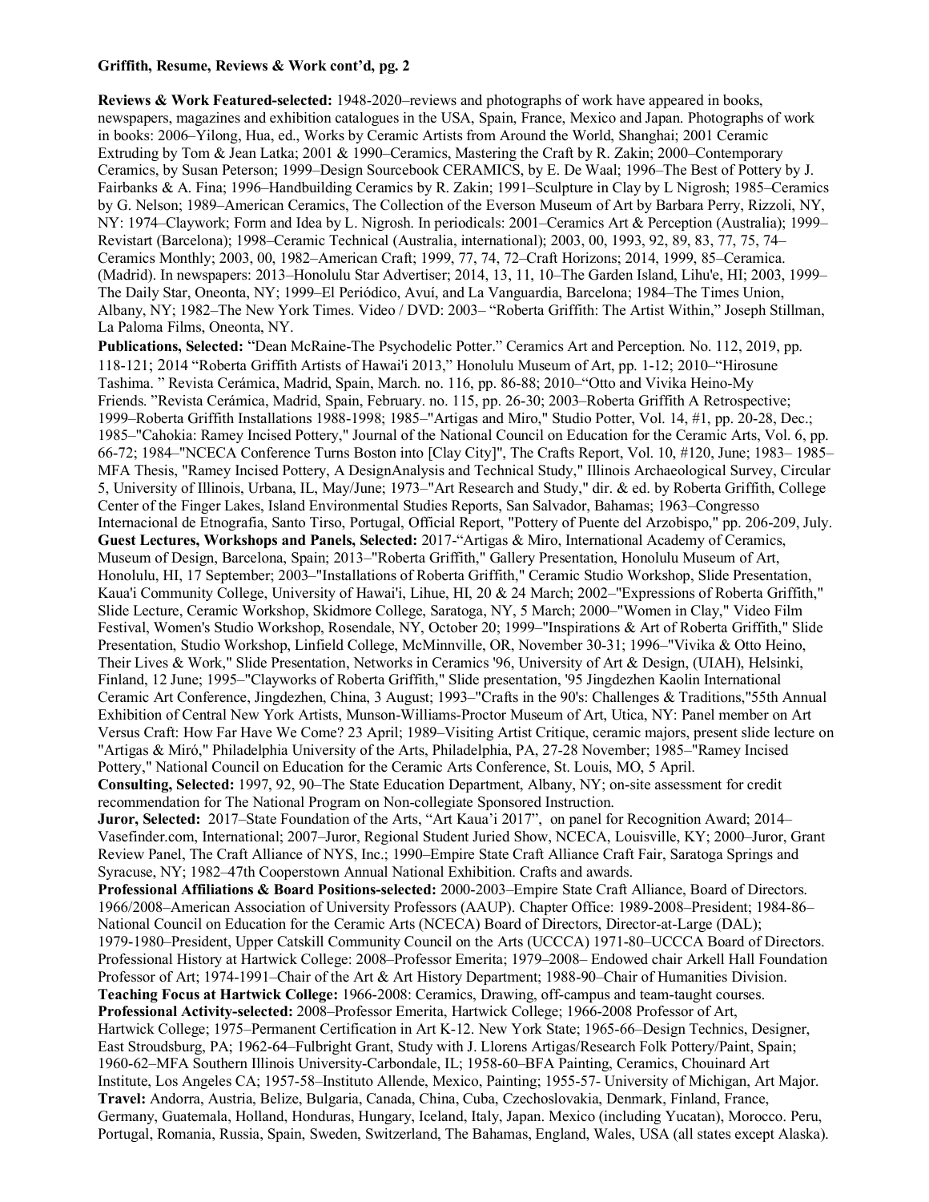**Reviews & Work Featured-selected:** 1948-2020–reviews and photographs of work have appeared in books, newspapers, magazines and exhibition catalogues in the USA, Spain, France, Mexico and Japan. Photographs of work in books: 2006–Yilong, Hua, ed., Works by Ceramic Artists from Around the World, Shanghai; 2001 Ceramic Extruding by Tom & Jean Latka; 2001 & 1990–Ceramics, Mastering the Craft by R. Zakin; 2000–Contemporary Ceramics, by Susan Peterson; 1999–Design Sourcebook CERAMICS, by E. De Waal; 1996–The Best of Pottery by J. Fairbanks & A. Fina; 1996–Handbuilding Ceramics by R. Zakin; 1991–Sculpture in Clay by L Nigrosh; 1985–Ceramics by G. Nelson; 1989–American Ceramics, The Collection of the Everson Museum of Art by Barbara Perry, Rizzoli, NY, NY: 1974–Claywork; Form and Idea by L. Nigrosh. In periodicals: 2001–Ceramics Art & Perception (Australia); 1999–Revistart (Barcelona); 1998–Ceramic Technical (Australia, international); 2003, 00, 1993, 92, 89, 83, 77, 75, 74–Ceramics Monthly; 2003, 00, 1982–American Craft; 1999, 77, 74, 72–Craft Horizons; 2014, 1999, 85–Ceramica. (Madrid). In newspapers: 2013–Honolulu Star Advertiser; 2014, 13, 11, 10–The Garden Island, Lihu'e, HI; 2003, 1999–The Daily Star, Oneonta, NY; 1999–El Periódico, Avuí, and La Vanguardia, Barcelona; 1984–The Times Union, Albany, NY; 1982–The New York Times. Video / DVD: 2003– "Roberta Griffith: The Artist Within," Joseph Stillman, La Paloma Films, Oneonta, NY.

**Publications, Selected:** "Dean McRaine-The Psychodelic Potter." Ceramics Art and Perception. No. 112, 2019, pp. 118-121; 2014 "Roberta Griffith Artists of Hawai'i 2013," Honolulu Museum of Art, pp. 1-12; 2010–"Hirosune Tashima. " Revista Cerámica, Madrid, Spain, March. no. 116, pp. 86-88; 2010–"Otto and Vivika Heino-My Friends. "Revista Cerámica, Madrid, Spain, February. no. 115, pp. 26-30; 2003–Roberta Griffith A Retrospective; 1999–Roberta Griffith Installations 1988-1998; 1985–"Artigas and Miro," Studio Potter, Vol. 14, #1, pp. 20-28, Dec.; 1985–"Cahokia: Ramey Incised Pottery," Journal of the National Council on Education for the Ceramic Arts, Vol. 6, pp. 66-72; 1984–"NCECA Conference Turns Boston into [Clay City]", The Crafts Report, Vol. 10, #120, June; 1983– 1985–MFA Thesis, "Ramey Incised Pottery, A DesignAnalysis and Technical Study," Illinois Archaeological Survey, Circular 5, University of Illinois, Urbana, IL, May/June; 1973–"Art Research and Study," dir. & ed. by Roberta Griffith, College Center of the Finger Lakes, Island Environmental Studies Reports, San Salvador, Bahamas; 1963–Congresso Internacional de Etnografia, Santo Tirso, Portugal, Official Report, "Pottery of Puente del Arzobispo," pp. 206-209, July.

**Guest Lectures, Workshops and Panels, Selected:** 2017-"Artigas & Miro, International Academy of Ceramics, Museum of Design, Barcelona, Spain; 2013–"Roberta Griffith," Gallery Presentation, Honolulu Museum of Art, Honolulu, HI, 17 September; 2003–"Installations of Roberta Griffith," Ceramic Studio Workshop, Slide Presentation, Kaua'i Community College, University of Hawai'i, Lihue, HI, 20 & 24 March; 2002–"Expressions of Roberta Griffith," Slide Lecture, Ceramic Workshop, Skidmore College, Saratoga, NY, 5 March; 2000–"Women in Clay," Video Film Festival, Women's Studio Workshop, Rosendale, NY, October 20; 1999–"Inspirations & Art of Roberta Griffith," Slide Presentation, Studio Workshop, Linfield College, McMinnville, OR, November 30-31; 1996–"Vivika & Otto Heino, Their Lives & Work," Slide Presentation, Networks in Ceramics '96, University of Art & Design, (UIAH), Helsinki, Finland, 12 June; 1995–"Clayworks of Roberta Griffith," Slide presentation, '95 Jingdezhen Kaolin International Ceramic Art Conference, Jingdezhen, China, 3 August; 1993–"Crafts in the 90's: Challenges & Traditions,"55th Annual Exhibition of Central New York Artists, Munson-Williams-Proctor Museum of Art, Utica, NY: Panel member on Art Versus Craft: How Far Have We Come? 23 April; 1989–Visiting Artist Critique, ceramic majors, present slide lecture on "Artigas & Miró," Philadelphia University of the Arts, Philadelphia, PA, 27-28 November; 1985–"Ramey Incised Pottery," National Council on Education for the Ceramic Arts Conference, St. Louis, MO, 5 April.

**Consulting, Selected:** 1997, 92, 90–The State Education Department, Albany, NY; on-site assessment for credit recommendation for The National Program on Non-collegiate Sponsored Instruction.

**Juror, Selected:** 2017–State Foundation of the Arts, "Art Kaua'i 2017", on panel for Recognition Award; 2014–Vasefinder.com, International; 2007–Juror, Regional Student Juried Show, NCECA, Louisville, KY; 2000–Juror, Grant Review Panel, The Craft Alliance of NYS, Inc.; 1990–Empire State Craft Alliance Craft Fair, Saratoga Springs and Syracuse, NY; 1982–47th Cooperstown Annual National Exhibition. Crafts and awards.

**Professional Affiliations & Board Positions-selected:** 2000-2003–Empire State Craft Alliance, Board of Directors. 1966/2008–American Association of University Professors (AAUP). Chapter Office: 1989-2008–President; 1984-86–National Council on Education for the Ceramic Arts (NCECA) Board of Directors, Director-at-Large (DAL); 1979-1980–President, Upper Catskill Community Council on the Arts (UCCCA) 1971-80–UCCCA Board of Directors. Professional History at Hartwick College: 2008–Professor Emerita; 1979–2008– Endowed chair Arkell Hall Foundation Professor of Art; 1974-1991–Chair of the Art & Art History Department; 1988-90–Chair of Humanities Division.

**Teaching Focus at Hartwick College:** 1966-2008: Ceramics, Drawing, off-campus and team-taught courses.

**Professional Activity-selected:** 2008–Professor Emerita, Hartwick College; 1966-2008 Professor of Art, Hartwick College; 1975–Permanent Certification in Art K-12. New York State; 1965-66–Design Technics, Designer, East Stroudsburg, PA; 1962-64–Fulbright Grant, Study with J. Llorens Artigas/Research Folk Pottery/Paint, Spain; 1960-62–MFA Southern Illinois University-Carbondale, IL; 1958-60–BFA Painting, Ceramics, Chouinard Art Institute, Los Angeles CA; 1957-58–Instituto Allende, Mexico, Painting; 1955-57- University of Michigan, Art Major.

**Travel:** Andorra, Austria, Belize, Bulgaria, Canada, China, Cuba, Czechoslovakia, Denmark, Finland, France, Germany, Guatemala, Holland, Honduras, Hungary, Iceland, Italy, Japan. Mexico (including Yucatan), Morocco. Peru, Portugal, Romania, Russia, Spain, Sweden, Switzerland, The Bahamas, England, Wales, USA (all states except Alaska).